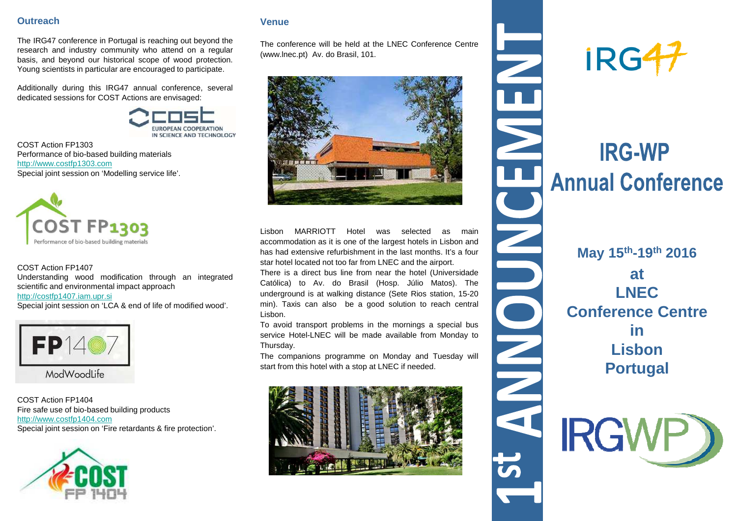## Outreach

The IRG47 conference in Portugal is reaching out beyond the research and industry community who attend on a regular basis, and beyond our historical scope of wood protection. Young scientists in particular are encouraged to participate.

Additionally during this IRG47 annual conference, several dedicated sessions for COST Actions are envisaged:

COST Action FP1303
Performance of bio-based building materials
http://www.costfp1303.com
Special joint session on 'Modelling service life'.

COST Action FP1407
Understanding wood modification through an integrated scientific and environmental impact approach
http://costfp1407.iam.upr.si
Special joint session on 'LCA & end of life of modified wood'.

COST Action FP1404
Fire safe use of bio-based building products
http://www.costfp1404.com
Special joint session on 'Fire retardants & fire protection'.

## Venue

The conference will be held at the LNEC Conference Centre (www.lnec.pt) Av. do Brasil, 101.

Lisbon MARRIOTT Hotel was selected as main accommodation as it is one of the largest hotels in Lisbon and has had extensive refurbishment in the last months. It's a four star hotel located not too far from LNEC and the airport.

There is a direct bus line from near the hotel (Universidade Católica) to Av. do Brasil (Hosp. Júlio Matos). The underground is at walking distance (Sete Rios station, 15-20 min). Taxis can also be a good solution to reach central Lisbon.

To avoid transport problems in the mornings a special bus service Hotel-LNEC will be made available from Monday to Thursday.

The companions programme on Monday and Tuesday will start from this hotel with a stop at LNEC if needed.

# 1st ANNOUNCEMENT

IRG47

# IRG-WP Annual Conference

**May 15th-19th 2016**

**at LNEC Conference Centre in Lisbon Portugal**

IRGWP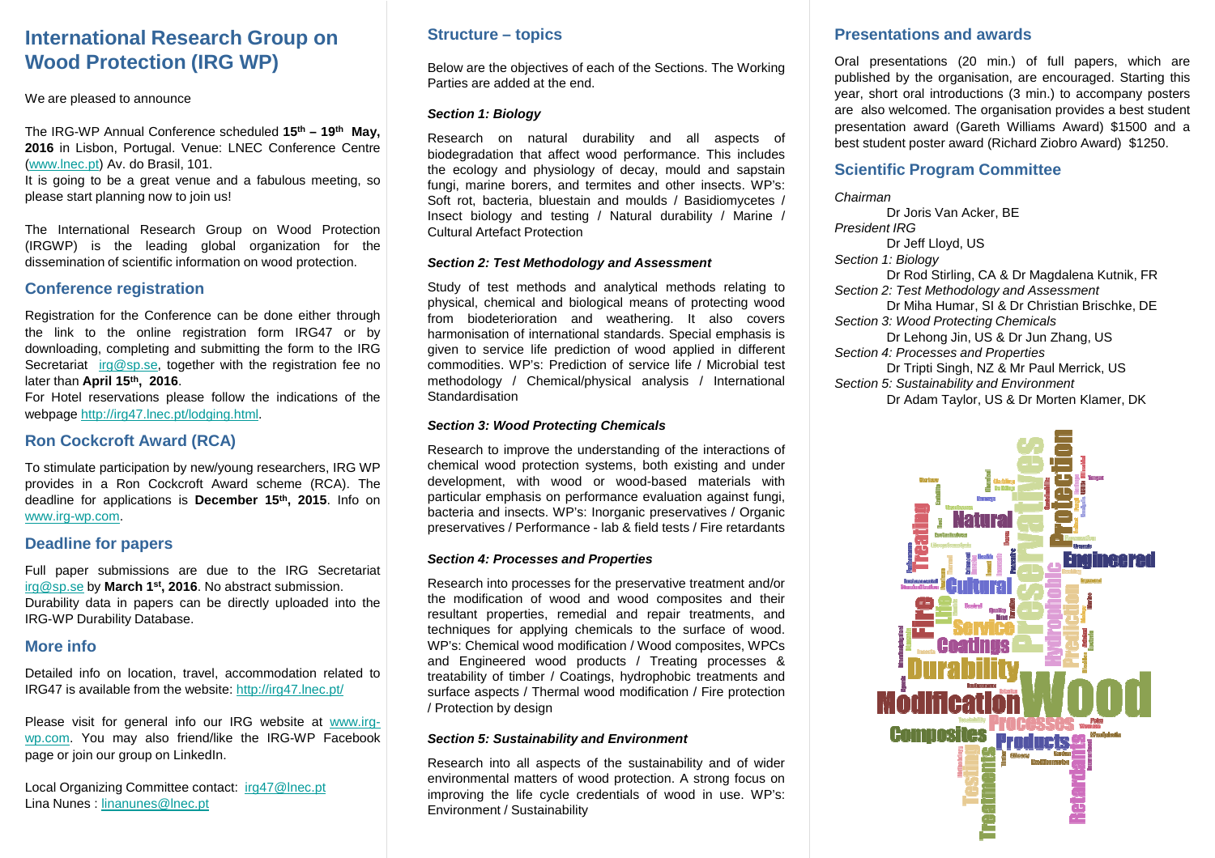# International Research Group on Wood Protection (IRG WP)

We are pleased to announce

The IRG-WP Annual Conference scheduled **15th – 19th May, 2016** in Lisbon, Portugal. Venue: LNEC Conference Centre (www.lnec.pt) Av. do Brasil, 101.

It is going to be a great venue and a fabulous meeting, so please start planning now to join us!

The International Research Group on Wood Protection (IRGWP) is the leading global organization for the dissemination of scientific information on wood protection.

## Conference registration

Registration for the Conference can be done either through the link to the online registration form IRG47 or by downloading, completing and submitting the form to the IRG Secretariat irg@sp.se, together with the registration fee no later than **April 15th, 2016**.

For Hotel reservations please follow the indications of the webpage http://irg47.lnec.pt/lodging.html.

## Ron Cockcroft Award (RCA)

To stimulate participation by new/young researchers, IRG WP provides in a Ron Cockcroft Award scheme (RCA). The deadline for applications is **December 15th, 2015**. Info on www.irg-wp.com.

## Deadline for papers

Full paper submissions are due to the IRG Secretariat irg@sp.se by **March 1st, 2016**. No abstract submission.

Durability data in papers can be directly uploaded into the IRG-WP Durability Database.

## More info

Detailed info on location, travel, accommodation related to IRG47 is available from the website: http://irg47.lnec.pt/

Please visit for general info our IRG website at www.irg-wp.com. You may also friend/like the IRG-WP Facebook page or join our group on LinkedIn.

Local Organizing Committee contact: irg47@lnec.pt
Lina Nunes : linanunes@lnec.pt

## Structure – topics

Below are the objectives of each of the Sections. The Working Parties are added at the end.

### *Section 1: Biology*

Research on natural durability and all aspects of biodegradation that affect wood performance. This includes the ecology and physiology of decay, mould and sapstain fungi, marine borers, and termites and other insects. WP's: Soft rot, bacteria, bluestain and moulds / Basidiomycetes / Insect biology and testing / Natural durability / Marine / Cultural Artefact Protection

### *Section 2: Test Methodology and Assessment*

Study of test methods and analytical methods relating to physical, chemical and biological means of protecting wood from biodeterioration and weathering. It also covers harmonisation of international standards. Special emphasis is given to service life prediction of wood applied in different commodities. WP's: Prediction of service life / Microbial test methodology / Chemical/physical analysis / International Standardisation

### *Section 3: Wood Protecting Chemicals*

Research to improve the understanding of the interactions of chemical wood protection systems, both existing and under development, with wood or wood-based materials with particular emphasis on performance evaluation against fungi, bacteria and insects. WP's: Inorganic preservatives / Organic preservatives / Performance - lab & field tests / Fire retardants

### *Section 4: Processes and Properties*

Research into processes for the preservative treatment and/or the modification of wood and wood composites and their resultant properties, remedial and repair treatments, and techniques for applying chemicals to the surface of wood. WP's: Chemical wood modification / Wood composites, WPCs and Engineered wood products / Treating processes & treatability of timber / Coatings, hydrophobic treatments and surface aspects / Thermal wood modification / Fire protection / Protection by design

### *Section 5: Sustainability and Environment*

Research into all aspects of the sustainability and of wider environmental matters of wood protection. A strong focus on improving the life cycle credentials of wood in use. WP's: Environment / Sustainability

## Presentations and awards

Oral presentations (20 min.) of full papers, which are published by the organisation, are encouraged. Starting this year, short oral introductions (3 min.) to accompany posters are also welcomed. The organisation provides a best student presentation award (Gareth Williams Award) $1500 and a best student poster award (Richard Ziobro Award) $1250.

## Scientific Program Committee

*Chairman*
Dr Joris Van Acker, BE

*President IRG*
Dr Jeff Lloyd, US

*Section 1: Biology*
Dr Rod Stirling, CA & Dr Magdalena Kutnik, FR

*Section 2: Test Methodology and Assessment*
Dr Miha Humar, SI & Dr Christian Brischke, DE

*Section 3: Wood Protecting Chemicals*
Dr Lehong Jin, US & Dr Jun Zhang, US

*Section 4: Processes and Properties*
Dr Tripti Singh, NZ & Mr Paul Merrick, US

*Section 5: Sustainability and Environment*
Dr Adam Taylor, US & Dr Morten Klamer, DK